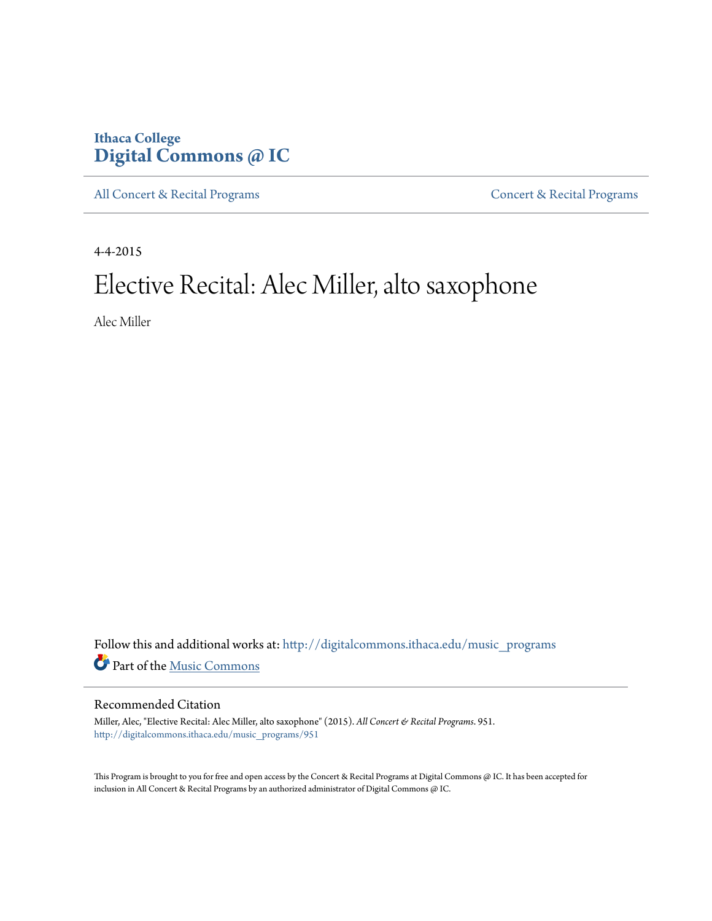**Ithaca College**
**Digital Commons @ IC**

All Concert & Recital Programs | Concert & Recital Programs

4-4-2015

# Elective Recital: Alec Miller, alto saxophone

Alec Miller

Follow this and additional works at: http://digitalcommons.ithaca.edu/music_programs

Part of the Music Commons

## Recommended Citation

Miller, Alec, "Elective Recital: Alec Miller, alto saxophone" (2015). *All Concert & Recital Programs*. 951.
http://digitalcommons.ithaca.edu/music_programs/951

This Program is brought to you for free and open access by the Concert & Recital Programs at Digital Commons @ IC. It has been accepted for inclusion in All Concert & Recital Programs by an authorized administrator of Digital Commons @ IC.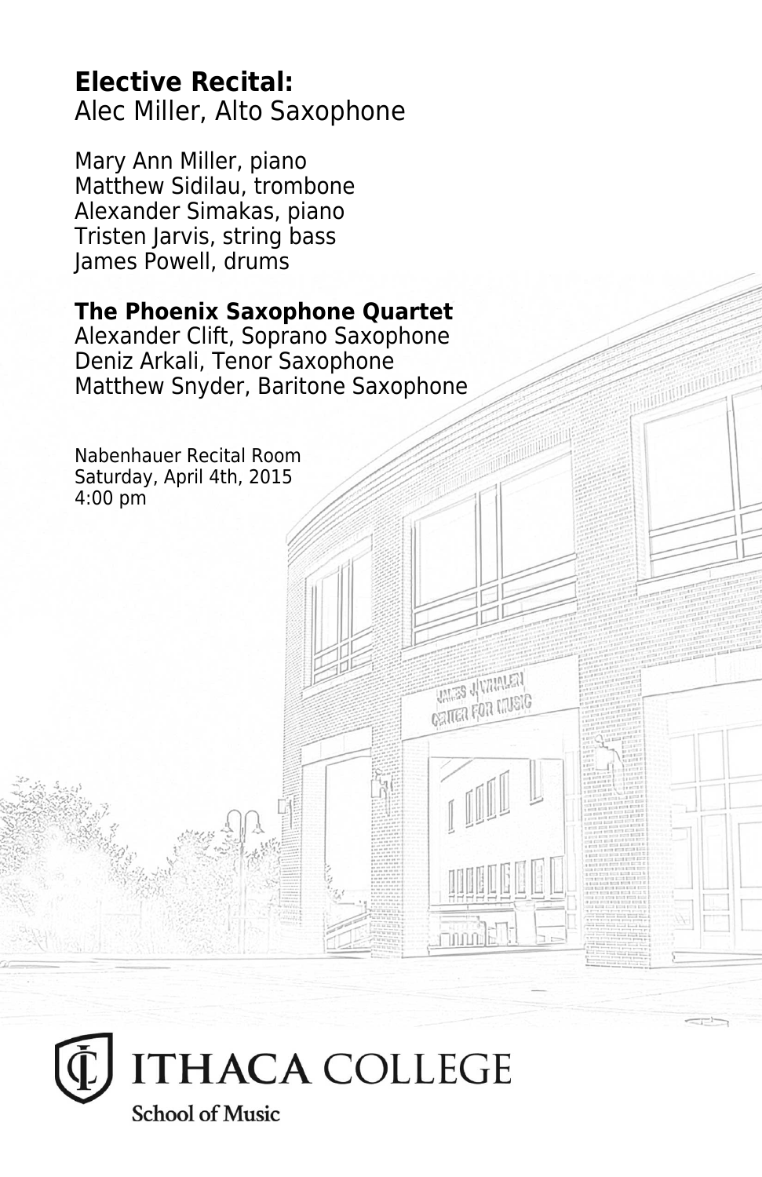**Elective Recital:**
Alec Miller, Alto Saxophone

Mary Ann Miller, piano
Matthew Sidilau, trombone
Alexander Simakas, piano
Tristen Jarvis, string bass
James Powell, drums

**The Phoenix Saxophone Quartet**
Alexander Clift, Soprano Saxophone
Deniz Arkali, Tenor Saxophone
Matthew Snyder, Baritone Saxophone

Nabenhauer Recital Room
Saturday, April 4th, 2015
4:00 pm

ITHACA COLLEGE
School of Music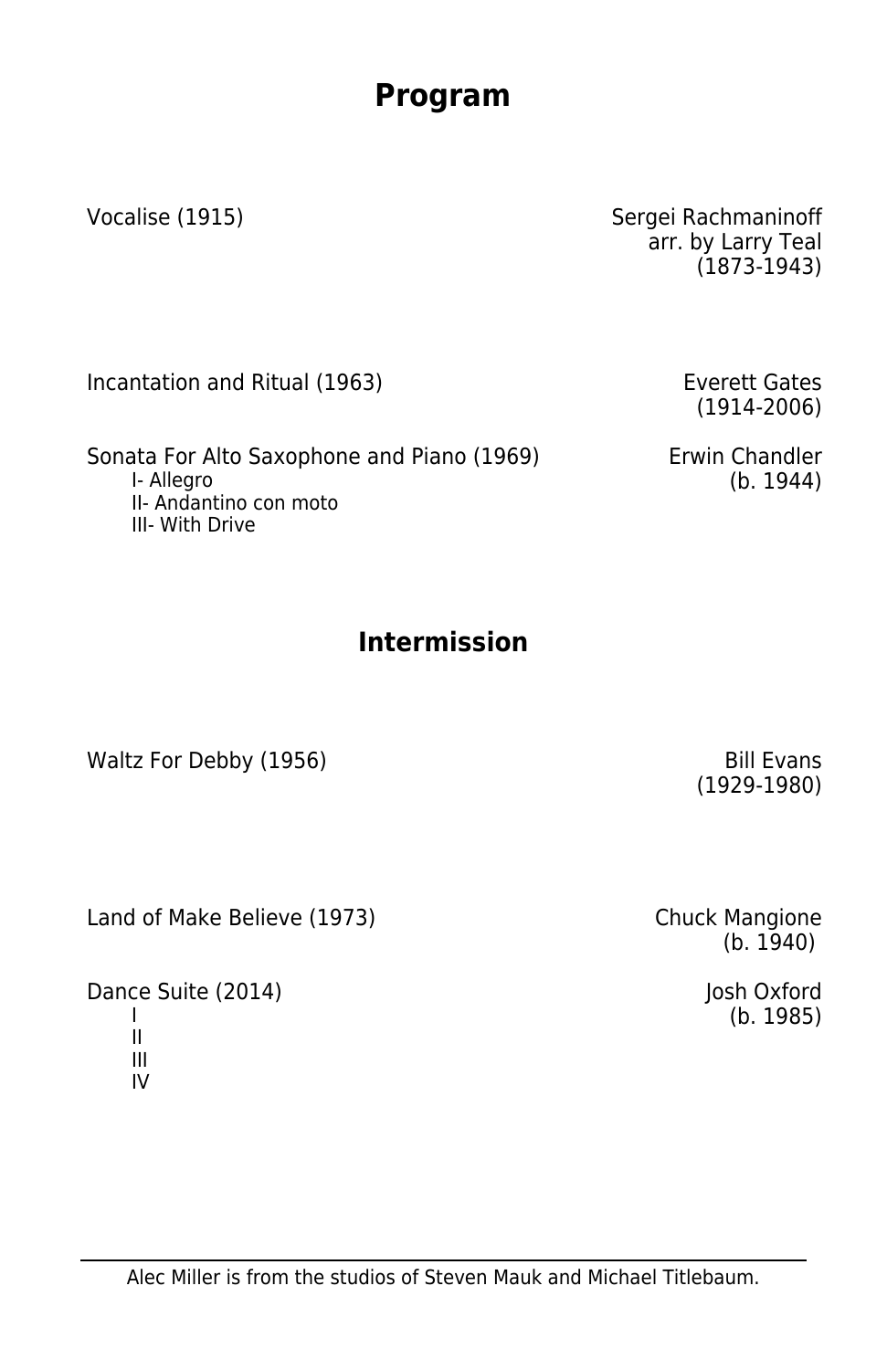# Program

Vocalise (1915) — Sergei Rachmaninoff
arr. by Larry Teal
(1873-1943)

Incantation and Ritual (1963) — Everett Gates
(1914-2006)

Sonata For Alto Saxophone and Piano (1969) — Erwin Chandler
(b. 1944)

- I- Allegro
- II- Andantino con moto
- III- With Drive

## Intermission

Waltz For Debby (1956) — Bill Evans
(1929-1980)

Land of Make Believe (1973) — Chuck Mangione
(b. 1940)

Dance Suite (2014) — Josh Oxford
(b. 1985)

- I
- II
- III
- IV

---

Alec Miller is from the studios of Steven Mauk and Michael Titlebaum.